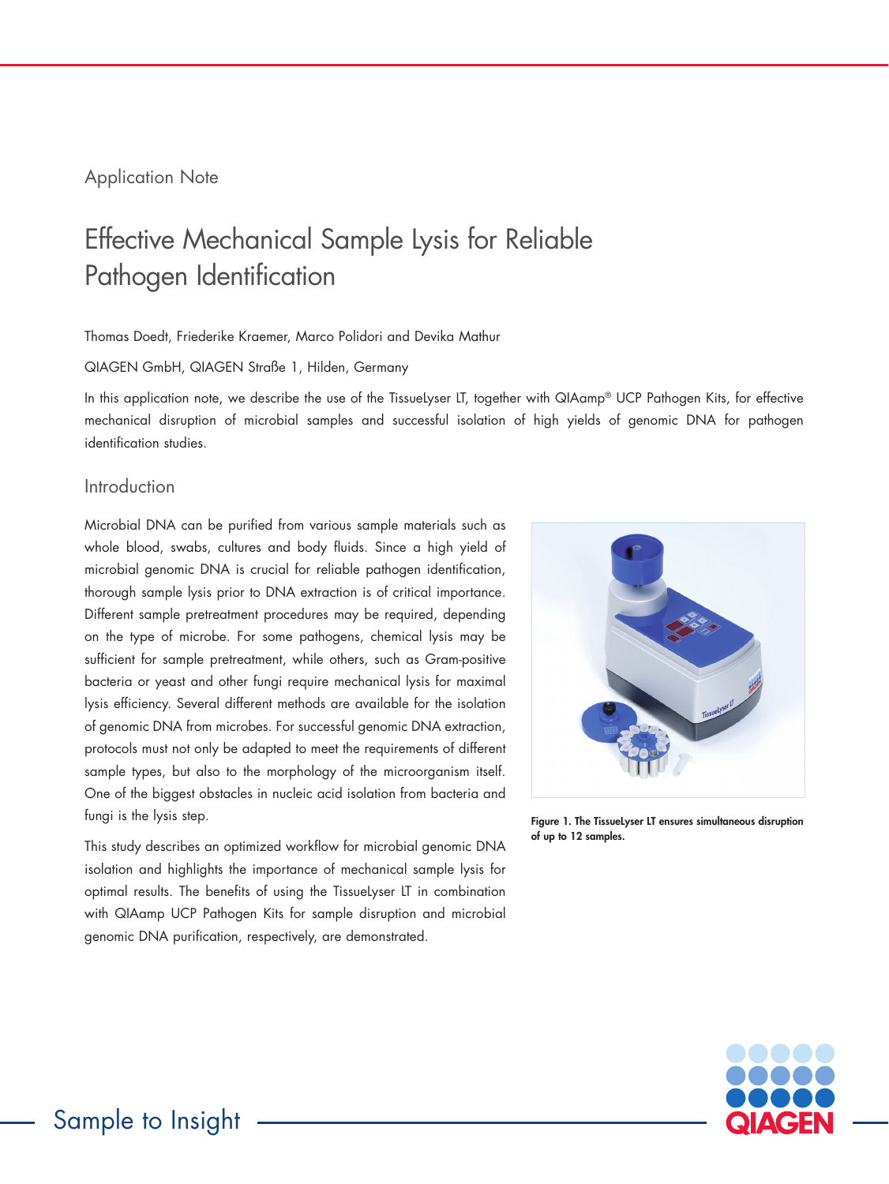Application Note

# Effective Mechanical Sample Lysis for Reliable Pathogen Identification

Thomas Doedt, Friederike Kraemer, Marco Polidori and Devika Mathur

QIAGEN GmbH, QIAGEN Straße 1, Hilden, Germany

In this application note, we describe the use of the TissueLyser LT, together with QIAamp® UCP Pathogen Kits, for effective mechanical disruption of microbial samples and successful isolation of high yields of genomic DNA for pathogen identification studies.

## Introduction

Microbial DNA can be purified from various sample materials such as whole blood, swabs, cultures and body fluids. Since a high yield of microbial genomic DNA is crucial for reliable pathogen identification, thorough sample lysis prior to DNA extraction is of critical importance. Different sample pretreatment procedures may be required, depending on the type of microbe. For some pathogens, chemical lysis may be sufficient for sample pretreatment, while others, such as Gram-positive bacteria or yeast and other fungi require mechanical lysis for maximal lysis efficiency. Several different methods are available for the isolation of genomic DNA from microbes. For successful genomic DNA extraction, protocols must not only be adapted to meet the requirements of different sample types, but also to the morphology of the microorganism itself. One of the biggest obstacles in nucleic acid isolation from bacteria and fungi is the lysis step.

This study describes an optimized workflow for microbial genomic DNA isolation and highlights the importance of mechanical sample lysis for optimal results. The benefits of using the TissueLyser LT in combination with QIAamp UCP Pathogen Kits for sample disruption and microbial genomic DNA purification, respectively, are demonstrated.

**Figure 1. The TissueLyser LT ensures simultaneous disruption of up to 12 samples.**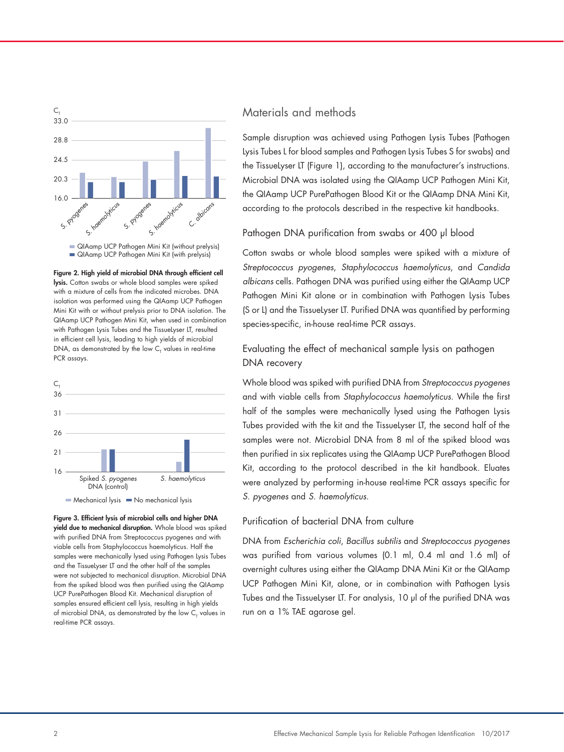Figure 2. High yield of microbial DNA through efficient cell lysis. Cotton swabs or whole blood samples were spiked with a mixture of cells from the indicated microbes. DNA isolation was performed using the QIAamp UCP Pathogen Mini Kit with or without prelysis prior to DNA isolation. The QIAamp UCP Pathogen Mini Kit, when used in combination with Pathogen Lysis Tubes and the TissueLyser LT, resulted in efficient cell lysis, leading to high yields of microbial DNA, as demonstrated by the low $C_T$ values in real-time PCR assays.

Figure 3. Efficient lysis of microbial cells and higher DNA yield due to mechanical disruption. Whole blood was spiked with purified DNA from Streptococcus pyogenes and with viable cells from Staphylococcus haemolyticus. Half the samples were mechanically lysed using Pathogen Lysis Tubes and the TissueLyser LT and the other half of the samples were not subjected to mechanical disruption. Microbial DNA from the spiked blood was then purified using the QIAamp UCP PurePathogen Blood Kit. Mechanical disruption of samples ensured efficient cell lysis, resulting in high yields of microbial DNA, as demonstrated by the low $C_T$ values in real-time PCR assays.

## Materials and methods

Sample disruption was achieved using Pathogen Lysis Tubes (Pathogen Lysis Tubes L for blood samples and Pathogen Lysis Tubes S for swabs) and the TissueLyser LT (Figure 1), according to the manufacturer's instructions. Microbial DNA was isolated using the QIAamp UCP Pathogen Mini Kit, the QIAamp UCP PurePathogen Blood Kit or the QIAamp DNA Mini Kit, according to the protocols described in the respective kit handbooks.

### Pathogen DNA purification from swabs or 400 µl blood

Cotton swabs or whole blood samples were spiked with a mixture of *Streptococcus pyogenes*, *Staphylococcus haemolyticus*, and *Candida albicans* cells. Pathogen DNA was purified using either the QIAmp UCP Pathogen Mini Kit alone or in combination with Pathogen Lysis Tubes (S or L) and the TissueLyser LT. Purified DNA was quantified by performing species-specific, in-house real-time PCR assays.

### Evaluating the effect of mechanical sample lysis on pathogen DNA recovery

Whole blood was spiked with purified DNA from *Streptococcus pyogenes* and with viable cells from *Staphylococcus haemolyticus*. While the first half of the samples were mechanically lysed using the Pathogen Lysis Tubes provided with the kit and the TissueLyser LT, the second half of the samples were not. Microbial DNA from 8 ml of the spiked blood was then purified in six replicates using the QIAamp UCP PurePathogen Blood Kit, according to the protocol described in the kit handbook. Eluates were analyzed by performing in-house real-time PCR assays specific for *S. pyogenes* and *S. haemolyticus*.

### Purification of bacterial DNA from culture

DNA from *Escherichia coli*, *Bacillus subtilis* and *Streptococcus pyogenes* was purified from various volumes (0.1 ml, 0.4 ml and 1.6 ml) of overnight cultures using either the QIAamp DNA Mini Kit or the QIAamp UCP Pathogen Mini Kit, alone, or in combination with Pathogen Lysis Tubes and the TissueLyser LT. For analysis, 10 µl of the purified DNA was run on a 1% TAE agarose gel.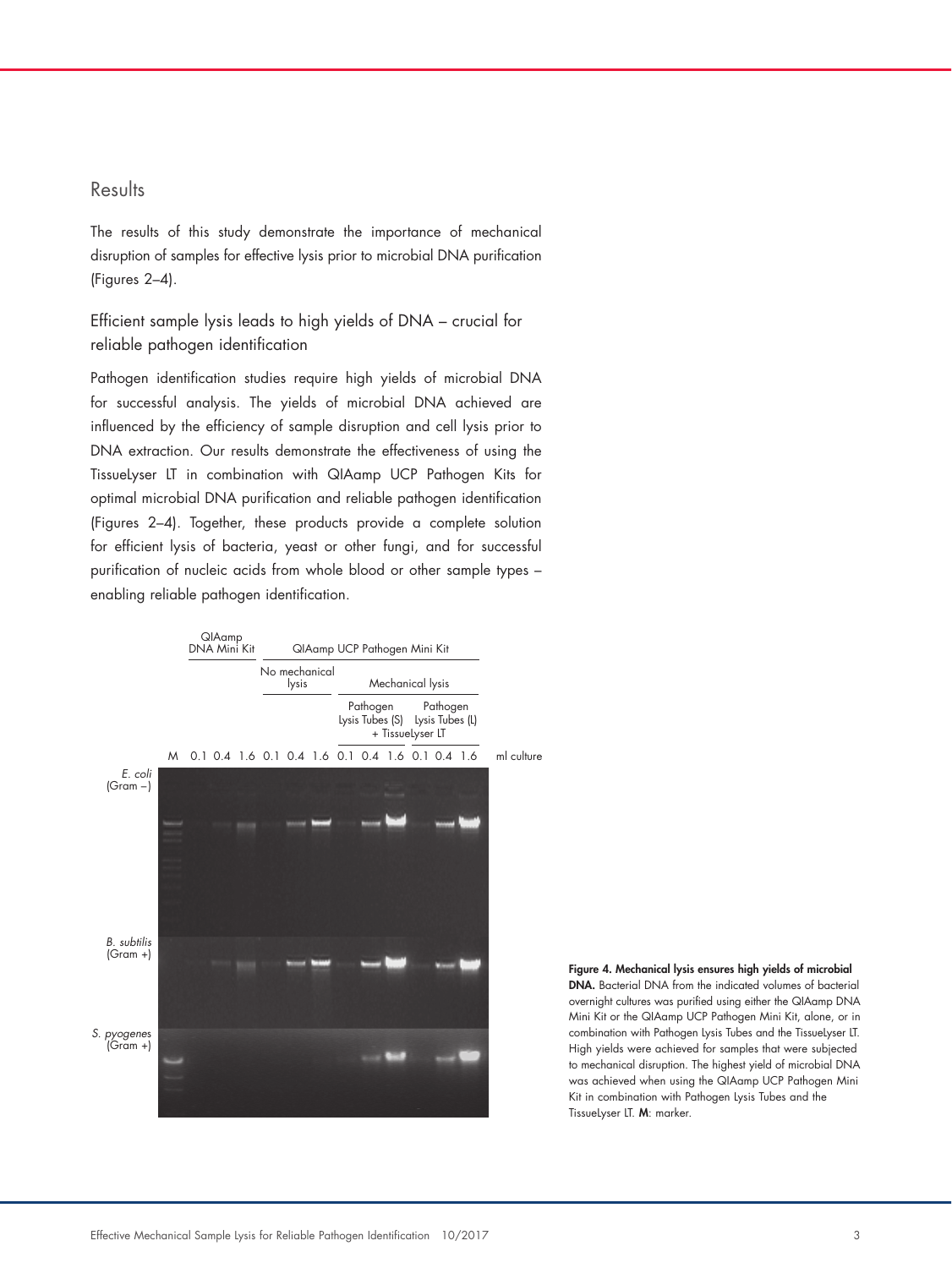## Results

The results of this study demonstrate the importance of mechanical disruption of samples for effective lysis prior to microbial DNA purification (Figures 2–4).

### Efficient sample lysis leads to high yields of DNA – crucial for reliable pathogen identification

Pathogen identification studies require high yields of microbial DNA for successful analysis. The yields of microbial DNA achieved are influenced by the efficiency of sample disruption and cell lysis prior to DNA extraction. Our results demonstrate the effectiveness of using the TissueLyser LT in combination with QIAamp UCP Pathogen Kits for optimal microbial DNA purification and reliable pathogen identification (Figures 2–4). Together, these products provide a complete solution for efficient lysis of bacteria, yeast or other fungi, and for successful purification of nucleic acids from whole blood or other sample types – enabling reliable pathogen identification.

**Figure 4. Mechanical lysis ensures high yields of microbial DNA.** Bacterial DNA from the indicated volumes of bacterial overnight cultures was purified using either the QIAamp DNA Mini Kit or the QIAamp UCP Pathogen Mini Kit, alone, or in combination with Pathogen Lysis Tubes and the TissueLyser LT. High yields were achieved for samples that were subjected to mechanical disruption. The highest yield of microbial DNA was achieved when using the QIAamp UCP Pathogen Mini Kit in combination with Pathogen Lysis Tubes and the TissueLyser LT. **M**: marker.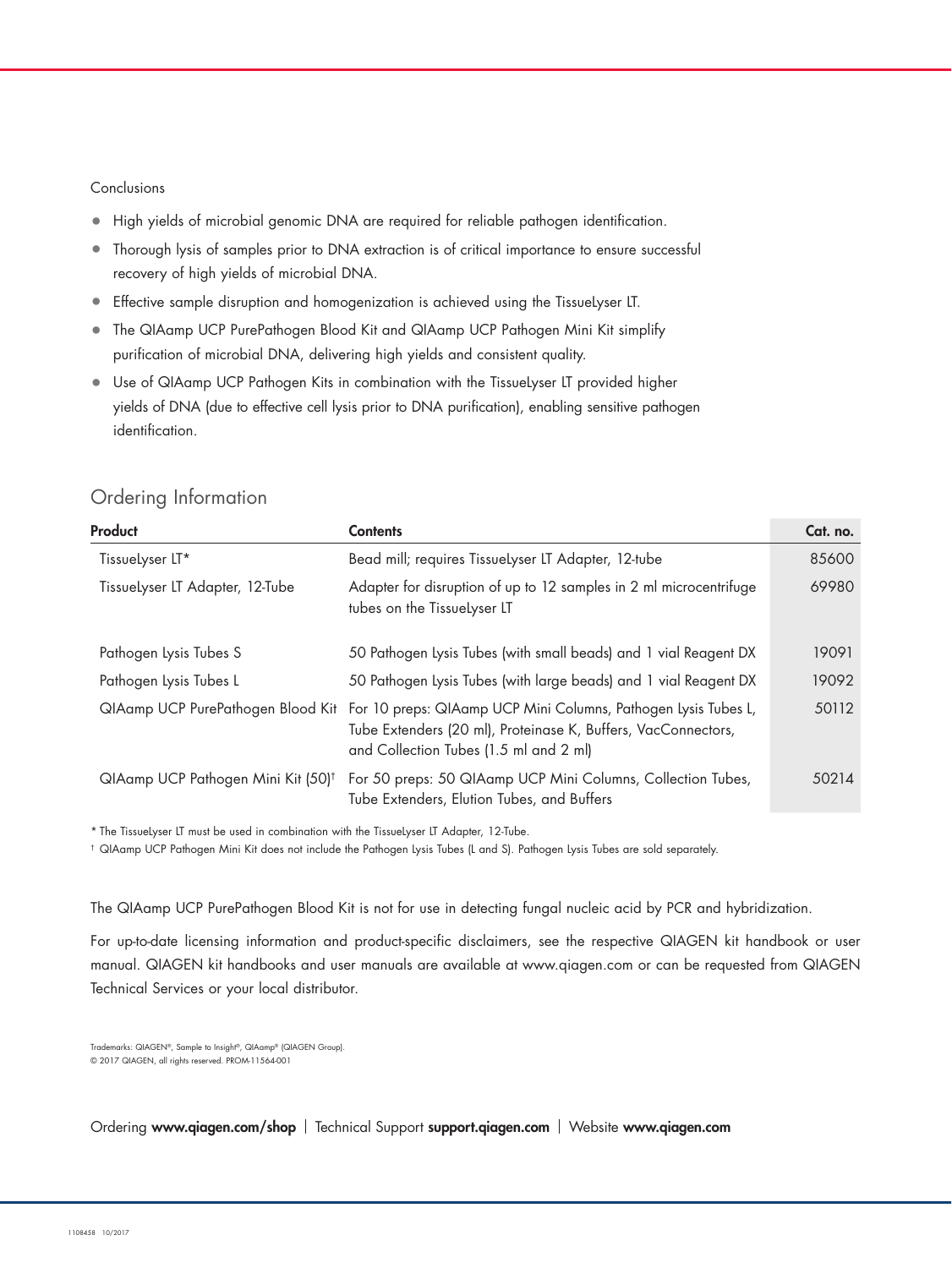Conclusions

- High yields of microbial genomic DNA are required for reliable pathogen identification.
- Thorough lysis of samples prior to DNA extraction is of critical importance to ensure successful recovery of high yields of microbial DNA.
- Effective sample disruption and homogenization is achieved using the TissueLyser LT.
- The QIAamp UCP PurePathogen Blood Kit and QIAamp UCP Pathogen Mini Kit simplify purification of microbial DNA, delivering high yields and consistent quality.
- Use of QIAamp UCP Pathogen Kits in combination with the TissueLyser LT provided higher yields of DNA (due to effective cell lysis prior to DNA purification), enabling sensitive pathogen identification.

## Ordering Information

| Product | Contents | Cat. no. |
|---|---|---|
| TissueLyser LT* | Bead mill; requires TissueLyser LT Adapter, 12-tube | 85600 |
| TissueLyser LT Adapter, 12-Tube | Adapter for disruption of up to 12 samples in 2 ml microcentrifuge tubes on the TissueLyser LT | 69980 |
| Pathogen Lysis Tubes S | 50 Pathogen Lysis Tubes (with small beads) and 1 vial Reagent DX | 19091 |
| Pathogen Lysis Tubes L | 50 Pathogen Lysis Tubes (with large beads) and 1 vial Reagent DX | 19092 |
| QIAamp UCP PurePathogen Blood Kit | For 10 preps: QIAamp UCP Mini Columns, Pathogen Lysis Tubes L, Tube Extenders (20 ml), Proteinase K, Buffers, VacConnectors, and Collection Tubes (1.5 ml and 2 ml) | 50112 |
| QIAamp UCP Pathogen Mini Kit (50)† | For 50 preps: 50 QIAamp UCP Mini Columns, Collection Tubes, Tube Extenders, Elution Tubes, and Buffers | 50214 |

* The TissueLyser LT must be used in combination with the TissueLyser LT Adapter, 12-Tube.

† QIAamp UCP Pathogen Mini Kit does not include the Pathogen Lysis Tubes (L and S). Pathogen Lysis Tubes are sold separately.

The QIAamp UCP PurePathogen Blood Kit is not for use in detecting fungal nucleic acid by PCR and hybridization.

For up-to-date licensing information and product-specific disclaimers, see the respective QIAGEN kit handbook or user manual. QIAGEN kit handbooks and user manuals are available at www.qiagen.com or can be requested from QIAGEN Technical Services or your local distributor.

Trademarks: QIAGEN®, Sample to Insight®, QIAamp® (QIAGEN Group).
© 2017 QIAGEN, all rights reserved. PROM-11564-001

Ordering **www.qiagen.com/shop** | Technical Support **support.qiagen.com** | Website **www.qiagen.com**

1108458 10/2017